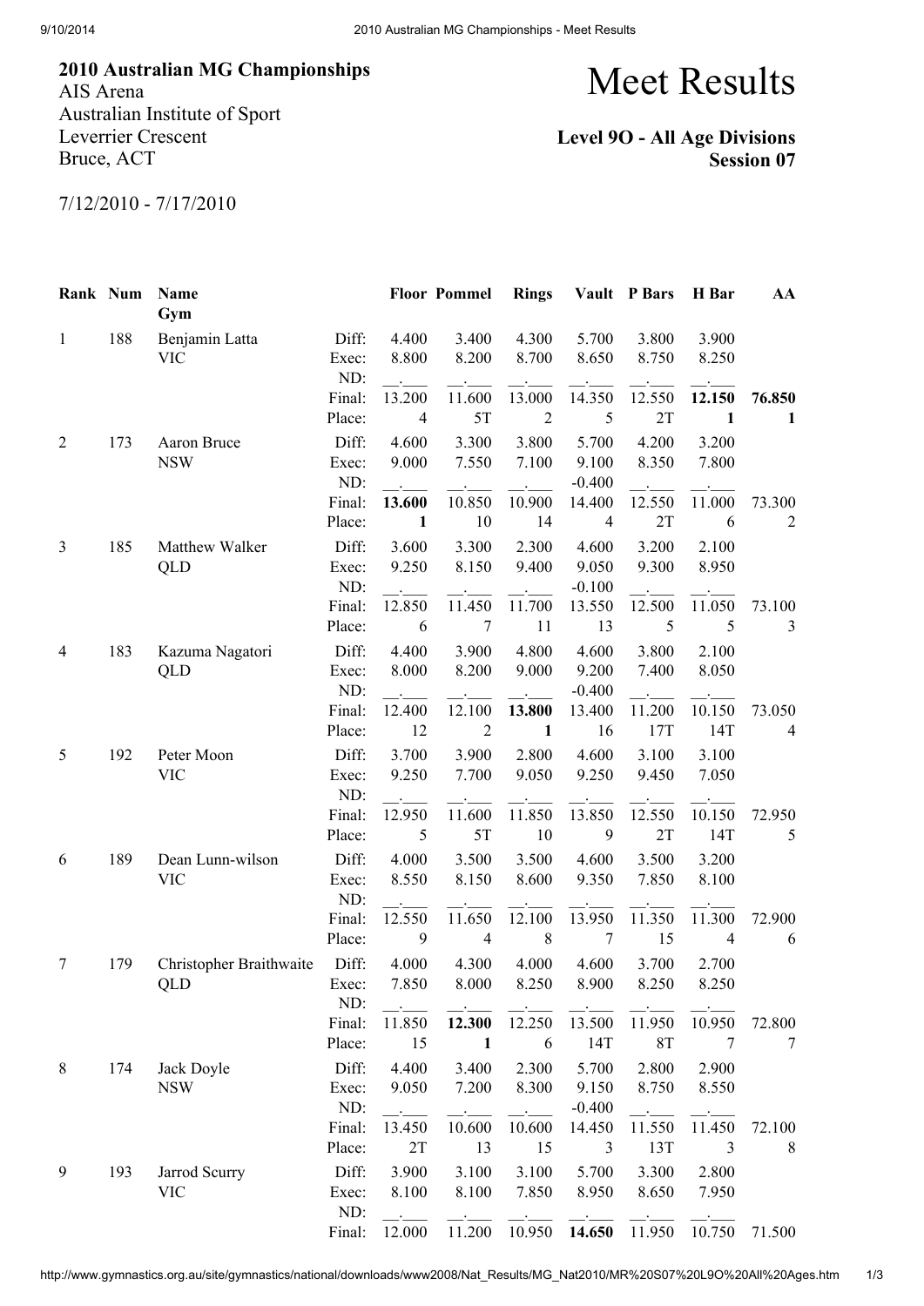**2010 Australian MG Championships**
AIS Arena
Australian Institute of Sport
Leverrier Crescent
Bruce, ACT

7/12/2010 - 7/17/2010

# Meet Results

### Level 9O - All Age Divisions
### Session 07

| Rank | Num | Name / Gym | | Floor | Pommel | Rings | Vault | P Bars | H Bar | AA |
|---|---|---|---|---|---|---|---|---|---|---|
| 1 | 188 | Benjamin Latta | Diff: | 4.400 | 3.400 | 4.300 | 5.700 | 3.800 | 3.900 | |
| | | VIC | Exec: | 8.800 | 8.200 | 8.700 | 8.650 | 8.750 | 8.250 | |
| | | | ND: | __.___ | __.___ | __.___ | __.___ | __.___ | __.___ | |
| | | | Final: | 13.200 | 11.600 | 13.000 | 14.350 | 12.550 | **12.150** | 76.850 |
| | | | Place: | 4 | 5T | 2 | 5 | 2T | **1** | 1 |
| 2 | 173 | Aaron Bruce | Diff: | 4.600 | 3.300 | 3.800 | 5.700 | 4.200 | 3.200 | |
| | | NSW | Exec: | 9.000 | 7.550 | 7.100 | 9.100 | 8.350 | 7.800 | |
| | | | ND: | __.___ | __.___ | __.___ | -0.400 | __.___ | __.___ | |
| | | | Final: | **13.600** | 10.850 | 10.900 | 14.400 | 12.550 | 11.000 | 73.300 |
| | | | Place: | **1** | 10 | 14 | 4 | 2T | 6 | 2 |
| 3 | 185 | Matthew Walker | Diff: | 3.600 | 3.300 | 2.300 | 4.600 | 3.200 | 2.100 | |
| | | QLD | Exec: | 9.250 | 8.150 | 9.400 | 9.050 | 9.300 | 8.950 | |
| | | | ND: | __.___ | __.___ | __.___ | -0.100 | __.___ | __.___ | |
| | | | Final: | 12.850 | 11.450 | 11.700 | 13.550 | 12.500 | 11.050 | 73.100 |
| | | | Place: | 6 | 7 | 11 | 13 | 5 | 5 | 3 |
| 4 | 183 | Kazuma Nagatori | Diff: | 4.400 | 3.900 | 4.800 | 4.600 | 3.800 | 2.100 | |
| | | QLD | Exec: | 8.000 | 8.200 | 9.000 | 9.200 | 7.400 | 8.050 | |
| | | | ND: | __.___ | __.___ | __.___ | -0.400 | __.___ | __.___ | |
| | | | Final: | 12.400 | 12.100 | **13.800** | 13.400 | 11.200 | 10.150 | 73.050 |
| | | | Place: | 12 | 2 | **1** | 16 | 17T | 14T | 4 |
| 5 | 192 | Peter Moon | Diff: | 3.700 | 3.900 | 2.800 | 4.600 | 3.100 | 3.100 | |
| | | VIC | Exec: | 9.250 | 7.700 | 9.050 | 9.250 | 9.450 | 7.050 | |
| | | | ND: | __.___ | __.___ | __.___ | __.___ | __.___ | __.___ | |
| | | | Final: | 12.950 | 11.600 | 11.850 | 13.850 | 12.550 | 10.150 | 72.950 |
| | | | Place: | 5 | 5T | 10 | 9 | 2T | 14T | 5 |
| 6 | 189 | Dean Lunn-wilson | Diff: | 4.000 | 3.500 | 3.500 | 4.600 | 3.500 | 3.200 | |
| | | VIC | Exec: | 8.550 | 8.150 | 8.600 | 9.350 | 7.850 | 8.100 | |
| | | | ND: | __.___ | __.___ | __.___ | __.___ | __.___ | __.___ | |
| | | | Final: | 12.550 | 11.650 | 12.100 | 13.950 | 11.350 | 11.300 | 72.900 |
| | | | Place: | 9 | 4 | 8 | 7 | 15 | 4 | 6 |
| 7 | 179 | Christopher Braithwaite | Diff: | 4.000 | 4.300 | 4.000 | 4.600 | 3.700 | 2.700 | |
| | | QLD | Exec: | 7.850 | 8.000 | 8.250 | 8.900 | 8.250 | 8.250 | |
| | | | ND: | __.___ | __.___ | __.___ | __.___ | __.___ | __.___ | |
| | | | Final: | 11.850 | **12.300** | 12.250 | 13.500 | 11.950 | 10.950 | 72.800 |
| | | | Place: | 15 | **1** | 6 | 14T | 8T | 7 | 7 |
| 8 | 174 | Jack Doyle | Diff: | 4.400 | 3.400 | 2.300 | 5.700 | 2.800 | 2.900 | |
| | | NSW | Exec: | 9.050 | 7.200 | 8.300 | 9.150 | 8.750 | 8.550 | |
| | | | ND: | __.___ | __.___ | __.___ | -0.400 | __.___ | __.___ | |
| | | | Final: | 13.450 | 10.600 | 10.600 | 14.450 | 11.550 | 11.450 | 72.100 |
| | | | Place: | 2T | 13 | 15 | 3 | 13T | 3 | 8 |
| 9 | 193 | Jarrod Scurry | Diff: | 3.900 | 3.100 | 3.100 | 5.700 | 3.300 | 2.800 | |
| | | VIC | Exec: | 8.100 | 8.100 | 7.850 | 8.950 | 8.650 | 7.950 | |
| | | | ND: | __.___ | __.___ | __.___ | __.___ | __.___ | __.___ | |
| | | | Final: | 12.000 | 11.200 | 10.950 | **14.650** | 11.950 | 10.750 | 71.500 |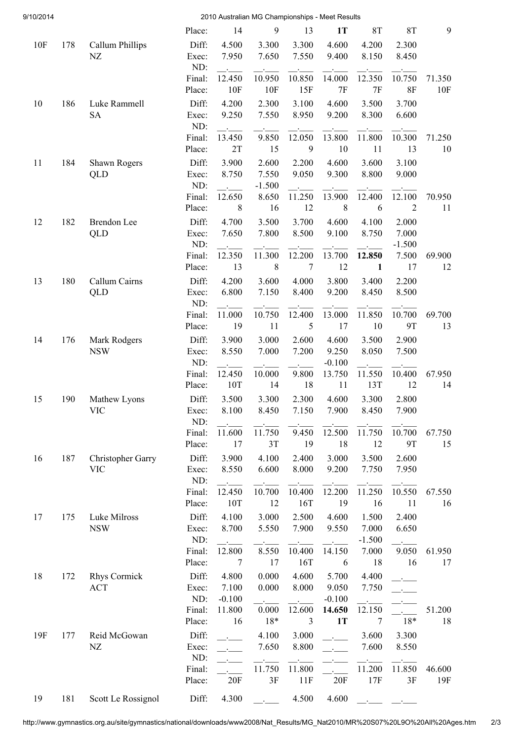| | | | Place: | 14 | 9 | 13 | **1T** | 8T | 8T | 9 |
|---|---|---|---|---|---|---|---|---|---|---|
| 10F | 178 | Callum Phillips NZ | Diff: | 4.500 | 3.300 | 3.300 | 4.600 | 4.200 | 2.300 | |
| | | | Exec: | 7.950 | 7.650 | 7.550 | 9.400 | 8.150 | 8.450 | |
| | | | ND: | __.___ | __.___ | __.___ | __.___ | __.___ | __.___ | |
| | | | Final: | 12.450 | 10.950 | 10.850 | 14.000 | 12.350 | 10.750 | 71.350 |
| | | | Place: | 10F | 10F | 15F | 7F | 7F | 8F | 10F |
| 10 | 186 | Luke Rammell SA | Diff: | 4.200 | 2.300 | 3.100 | 4.600 | 3.500 | 3.700 | |
| | | | Exec: | 9.250 | 7.550 | 8.950 | 9.200 | 8.300 | 6.600 | |
| | | | ND: | __.___ | __.___ | __.___ | __.___ | __.___ | __.___ | |
| | | | Final: | 13.450 | 9.850 | 12.050 | 13.800 | 11.800 | 10.300 | 71.250 |
| | | | Place: | 2T | 15 | 9 | 10 | 11 | 13 | 10 |
| 11 | 184 | Shawn Rogers QLD | Diff: | 3.900 | 2.600 | 2.200 | 4.600 | 3.600 | 3.100 | |
| | | | Exec: | 8.750 | 7.550 | 9.050 | 9.300 | 8.800 | 9.000 | |
| | | | ND: | __.___ | -1.500 | __.___ | __.___ | __.___ | __.___ | |
| | | | Final: | 12.650 | 8.650 | 11.250 | 13.900 | 12.400 | 12.100 | 70.950 |
| | | | Place: | 8 | 16 | 12 | 8 | 6 | 2 | 11 |
| 12 | 182 | Brendon Lee QLD | Diff: | 4.700 | 3.500 | 3.700 | 4.600 | 4.100 | 2.000 | |
| | | | Exec: | 7.650 | 7.800 | 8.500 | 9.100 | 8.750 | 7.000 | |
| | | | ND: | __.___ | __.___ | __.___ | __.___ | __.___ | -1.500 | |
| | | | Final: | 12.350 | 11.300 | 12.200 | 13.700 | **12.850** | 7.500 | 69.900 |
| | | | Place: | 13 | 8 | 7 | 12 | **1** | 17 | 12 |
| 13 | 180 | Callum Cairns QLD | Diff: | 4.200 | 3.600 | 4.000 | 3.800 | 3.400 | 2.200 | |
| | | | Exec: | 6.800 | 7.150 | 8.400 | 9.200 | 8.450 | 8.500 | |
| | | | ND: | __.___ | __.___ | __.___ | __.___ | __.___ | __.___ | |
| | | | Final: | 11.000 | 10.750 | 12.400 | 13.000 | 11.850 | 10.700 | 69.700 |
| | | | Place: | 19 | 11 | 5 | 17 | 10 | 9T | 13 |
| 14 | 176 | Mark Rodgers NSW | Diff: | 3.900 | 3.000 | 2.600 | 4.600 | 3.500 | 2.900 | |
| | | | Exec: | 8.550 | 7.000 | 7.200 | 9.250 | 8.050 | 7.500 | |
| | | | ND: | __.___ | __.___ | __.___ | -0.100 | __.___ | __.___ | |
| | | | Final: | 12.450 | 10.000 | 9.800 | 13.750 | 11.550 | 10.400 | 67.950 |
| | | | Place: | 10T | 14 | 18 | 11 | 13T | 12 | 14 |
| 15 | 190 | Mathew Lyons VIC | Diff: | 3.500 | 3.300 | 2.300 | 4.600 | 3.300 | 2.800 | |
| | | | Exec: | 8.100 | 8.450 | 7.150 | 7.900 | 8.450 | 7.900 | |
| | | | ND: | __.___ | __.___ | __.___ | __.___ | __.___ | __.___ | |
| | | | Final: | 11.600 | 11.750 | 9.450 | 12.500 | 11.750 | 10.700 | 67.750 |
| | | | Place: | 17 | 3T | 19 | 18 | 12 | 9T | 15 |
| 16 | 187 | Christopher Garry VIC | Diff: | 3.900 | 4.100 | 2.400 | 3.000 | 3.500 | 2.600 | |
| | | | Exec: | 8.550 | 6.600 | 8.000 | 9.200 | 7.750 | 7.950 | |
| | | | ND: | __.___ | __.___ | __.___ | __.___ | __.___ | __.___ | |
| | | | Final: | 12.450 | 10.700 | 10.400 | 12.200 | 11.250 | 10.550 | 67.550 |
| | | | Place: | 10T | 12 | 16T | 19 | 16 | 11 | 16 |
| 17 | 175 | Luke Milross NSW | Diff: | 4.100 | 3.000 | 2.500 | 4.600 | 1.500 | 2.400 | |
| | | | Exec: | 8.700 | 5.550 | 7.900 | 9.550 | 7.000 | 6.650 | |
| | | | ND: | __.___ | __.___ | __.___ | __.___ | -1.500 | __.___ | |
| | | | Final: | 12.800 | 8.550 | 10.400 | 14.150 | 7.000 | 9.050 | 61.950 |
| | | | Place: | 7 | 17 | 16T | 6 | 18 | 16 | 17 |
| 18 | 172 | Rhys Cormick ACT | Diff: | 4.800 | 0.000 | 4.600 | 5.700 | 4.400 | __.___ | |
| | | | Exec: | 7.100 | 0.000 | 8.000 | 9.050 | 7.750 | __.___ | |
| | | | ND: | -0.100 | __.___ | __.___ | -0.100 | __.___ | __.___ | |
| | | | Final: | 11.800 | 0.000 | 12.600 | **14.650** | 12.150 | __.___ | 51.200 |
| | | | Place: | 16 | 18* | 3 | **1T** | 7 | 18* | 18 |
| 19F | 177 | Reid McGowan NZ | Diff: | __.___ | 4.100 | 3.000 | __.___ | 3.600 | 3.300 | |
| | | | Exec: | __.___ | 7.650 | 8.800 | __.___ | 7.600 | 8.550 | |
| | | | ND: | __.___ | __.___ | __.___ | __.___ | __.___ | __.___ | |
| | | | Final: | __.___ | 11.750 | 11.800 | __.___ | 11.200 | 11.850 | 46.600 |
| | | | Place: | 20F | 3F | 11F | 20F | 17F | 3F | 19F |
| 19 | 181 | Scott Le Rossignol | Diff: | 4.300 | __.___ | 4.500 | 4.600 | __.___ | __.___ | |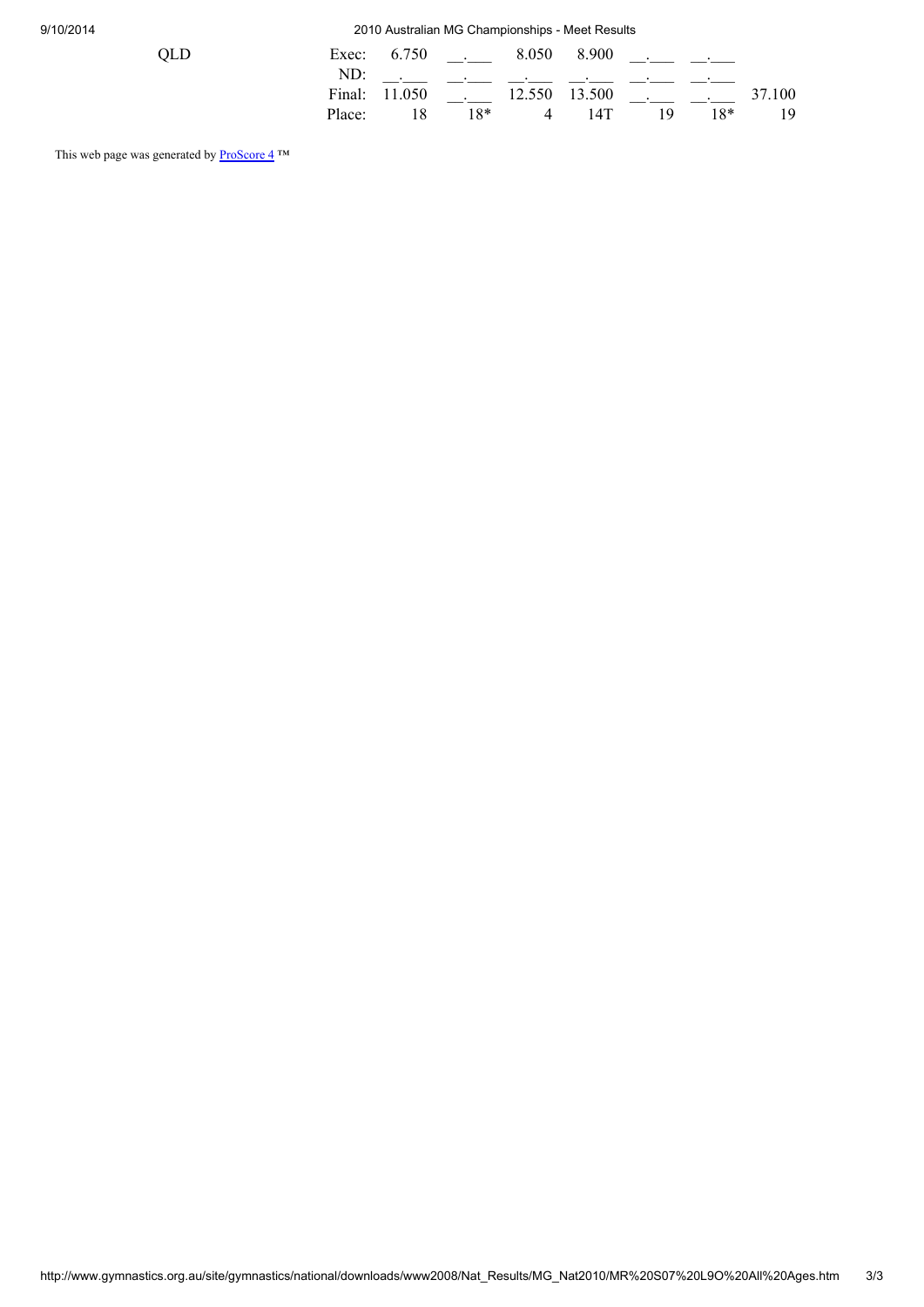| | | | | | | | | |
|---|---|---|---|---|---|---|---|---|
| QLD | Exec: | 6.750 | __.___ | 8.050 | 8.900 | __.___ | __.___ | |
| | ND: | __.___ | __.___ | __.___ | __.___ | __.___ | __.___ | |
| | Final: | 11.050 | __.___ | 12.550 | 13.500 | __.___ | __.___ | 37.100 |
| | Place: | 18 | 18* | 4 | 14T | 19 | 18* | 19 |

This web page was generated by ProScore 4 ™